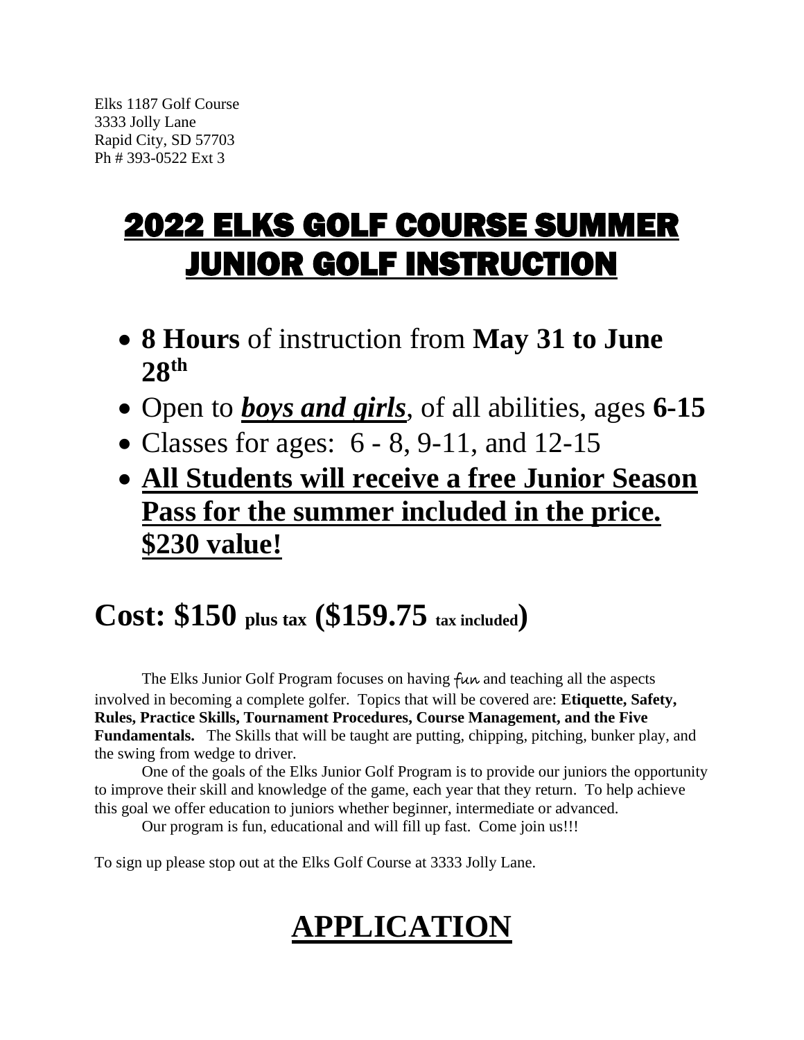Elks 1187 Golf Course
3333 Jolly Lane
Rapid City, SD 57703
Ph # 393-0522 Ext 3

# 2022 ELKS GOLF COURSE SUMMER JUNIOR GOLF INSTRUCTION

- **8 Hours** of instruction from **May 31 to June 28th**
- Open to ***boys and girls***, of all abilities, ages **6-15**
- Classes for ages: 6 - 8, 9-11, and 12-15
- **All Students will receive a free Junior Season Pass for the summer included in the price. $230 value!**

## Cost: $150 plus tax ($159.75 tax included)

The Elks Junior Golf Program focuses on having fun and teaching all the aspects involved in becoming a complete golfer. Topics that will be covered are: **Etiquette, Safety, Rules, Practice Skills, Tournament Procedures, Course Management, and the Five Fundamentals.** The Skills that will be taught are putting, chipping, pitching, bunker play, and the swing from wedge to driver.

One of the goals of the Elks Junior Golf Program is to provide our juniors the opportunity to improve their skill and knowledge of the game, each year that they return. To help achieve this goal we offer education to juniors whether beginner, intermediate or advanced.

Our program is fun, educational and will fill up fast. Come join us!!!

To sign up please stop out at the Elks Golf Course at 3333 Jolly Lane.

# APPLICATION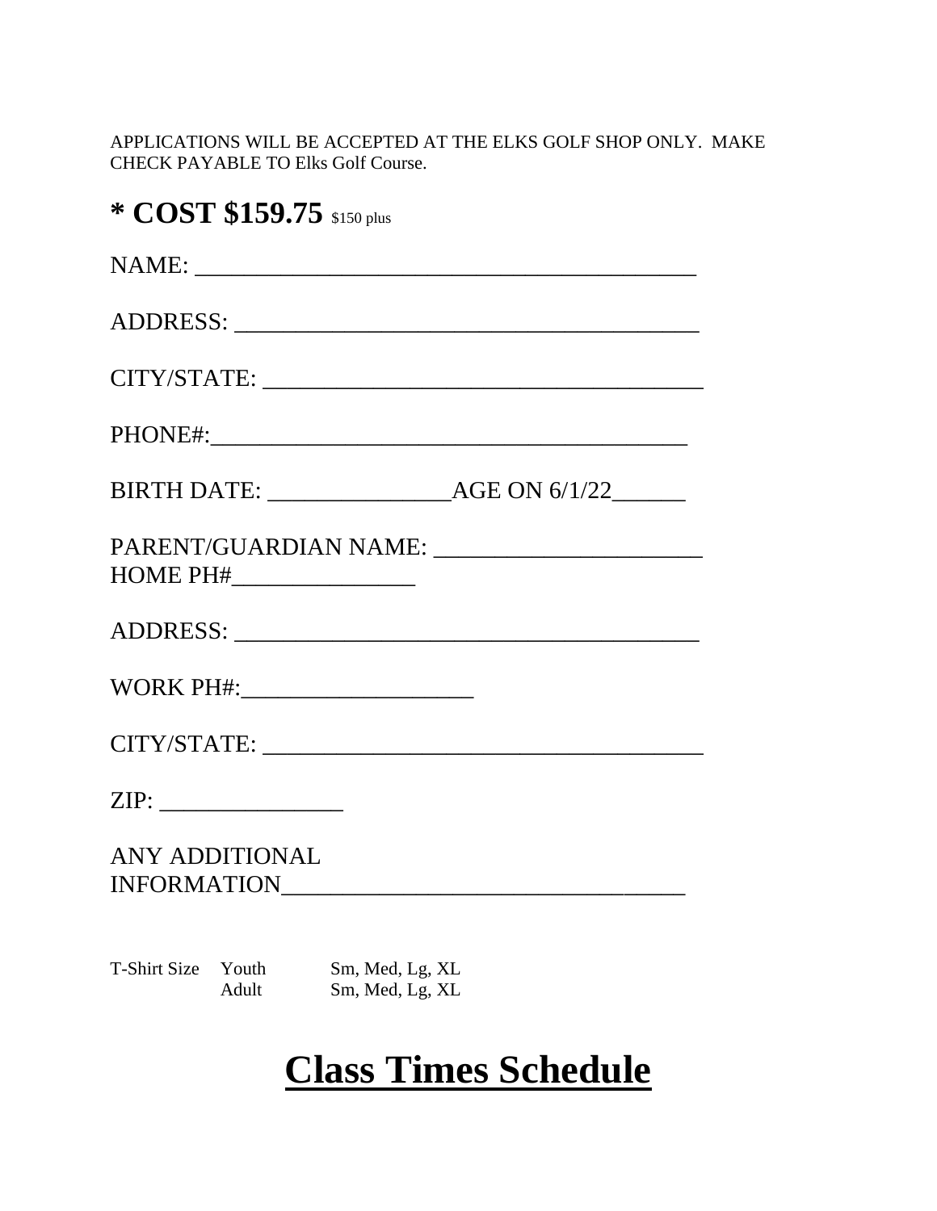APPLICATIONS WILL BE ACCEPTED AT THE ELKS GOLF SHOP ONLY. MAKE CHECK PAYABLE TO Elks Golf Course.

**\* COST $159.75** $150 plus

NAME: ________________________________________

ADDRESS: ______________________________________

CITY/STATE: ____________________________________

PHONE#:_______________________________________

BIRTH DATE: _______________AGE ON 6/1/22______

PARENT/GUARDIAN NAME: ______________________
HOME PH#_______________

ADDRESS: ______________________________________

WORK PH#:___________________

CITY/STATE: ____________________________________

ZIP: _______________

ANY ADDITIONAL
INFORMATION________________________________

T-Shirt Size Youth Sm, Med, Lg, XL
Adult Sm, Med, Lg, XL

# Class Times Schedule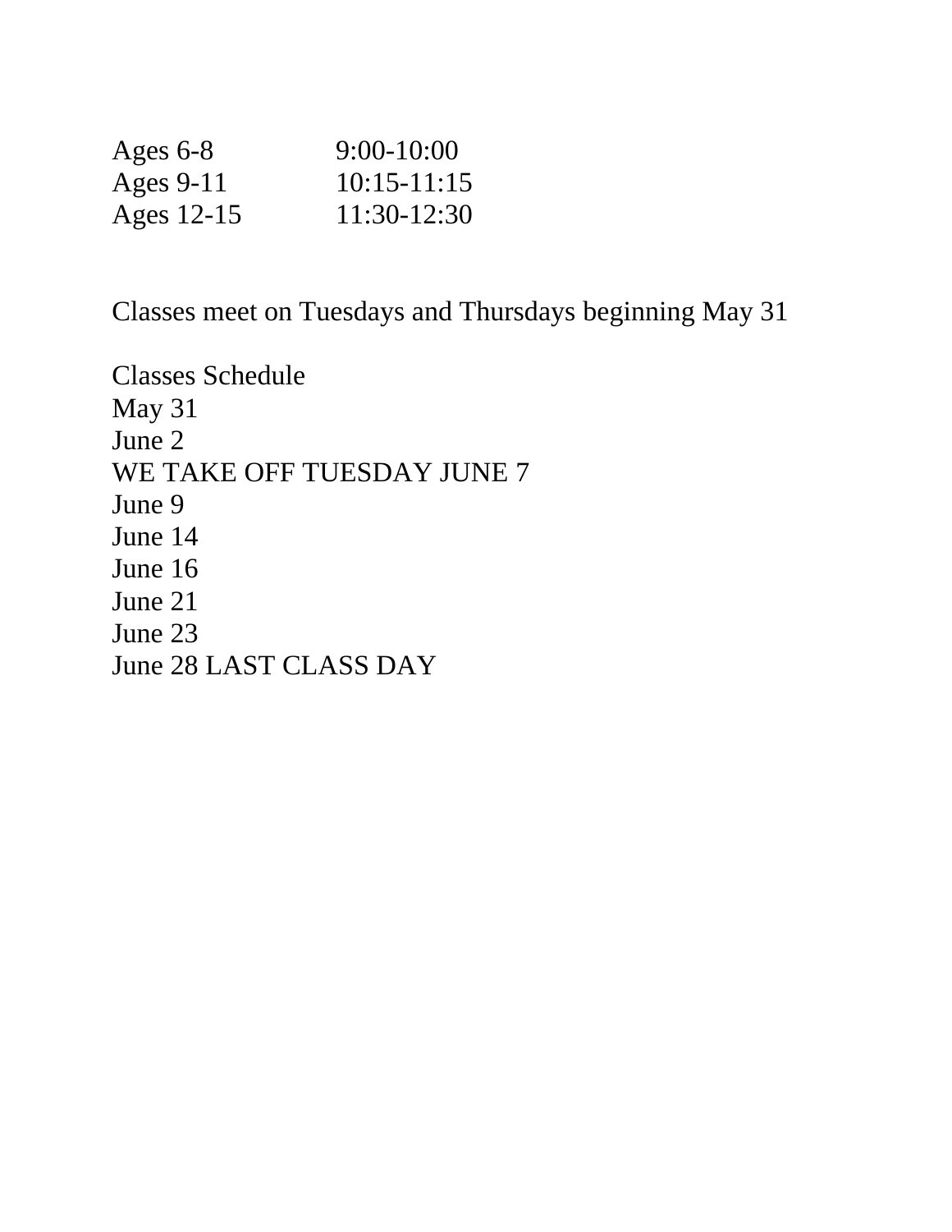| | |
|---|---|
| Ages 6-8 | 9:00-10:00 |
| Ages 9-11 | 10:15-11:15 |
| Ages 12-15 | 11:30-12:30 |

Classes meet on Tuesdays and Thursdays beginning May 31

Classes Schedule
May 31
June 2
WE TAKE OFF TUESDAY JUNE 7
June 9
June 14
June 16
June 21
June 23
June 28 LAST CLASS DAY